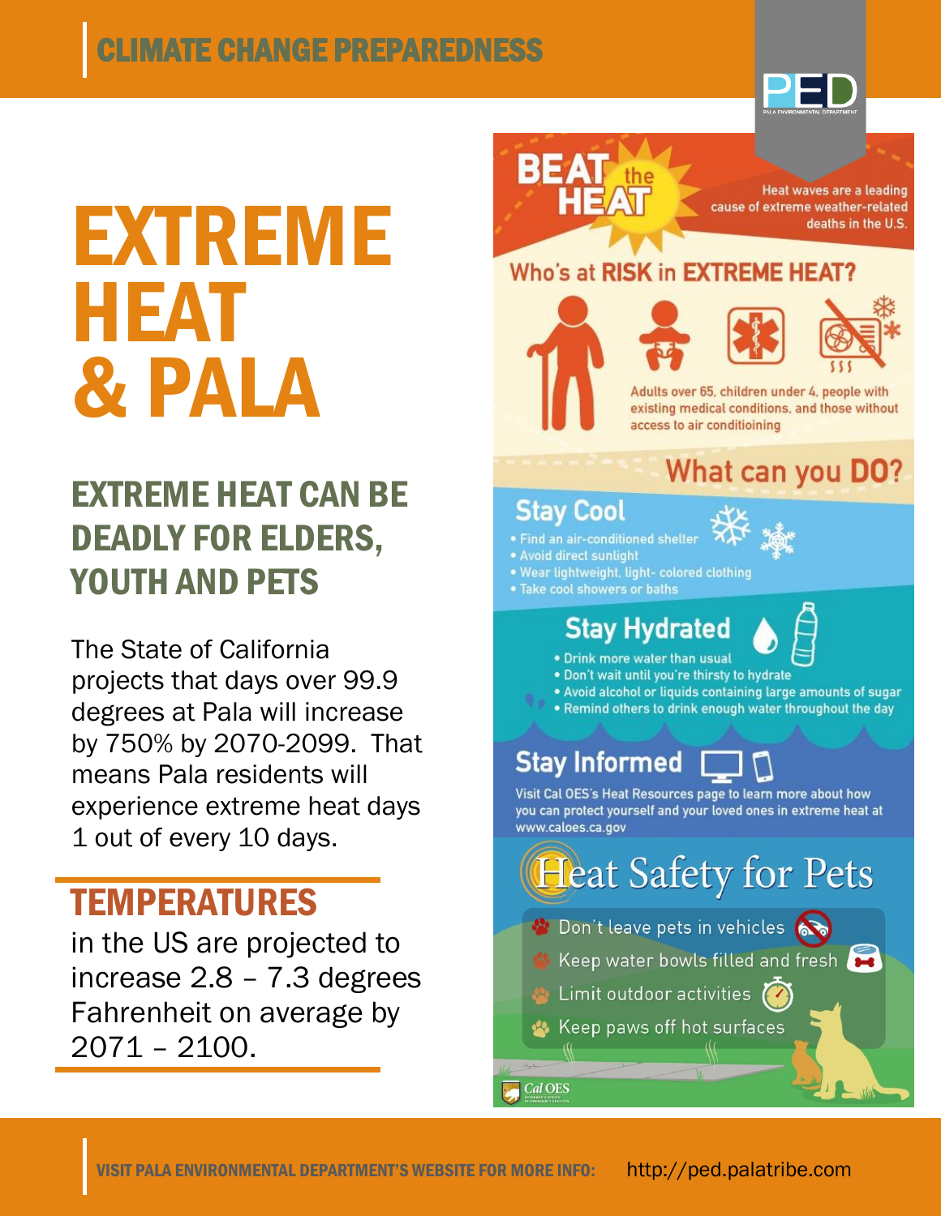CLIMATE CHANGE PREPAREDNESS

# EXTREME HEAT & PALA

## EXTREME HEAT CAN BE DEADLY FOR ELDERS, YOUTH AND PETS

The State of California projects that days over 99.9 degrees at Pala will increase by 750% by 2070-2099. That means Pala residents will experience extreme heat days 1 out of every 10 days.

## TEMPERATURES

in the US are projected to increase 2.8 – 7.3 degrees Fahrenheit on average by 2071 – 2100.

## BEAT the HEAT

Heat waves are a leading cause of extreme weather-related deaths in the U.S.

### Who's at RISK in EXTREME HEAT?

Adults over 65, children under 4, people with existing medical conditions, and those without access to air conditioining

### What can you DO?

**Stay Cool**

- Find an air-conditioned shelter
- Avoid direct sunlight
- Wear lightweight, light- colored clothing
- Take cool showers or baths

**Stay Hydrated**

- Drink more water than usual
- Don't wait until you're thirsty to hydrate
- Avoid alcohol or liquids containing large amounts of sugar
- Remind others to drink enough water throughout the day

**Stay Informed**

Visit Cal OES's Heat Resources page to learn more about how you can protect yourself and your loved ones in extreme heat at www.caloes.ca.gov

### Heat Safety for Pets

- Don't leave pets in vehicles
- Keep water bowls filled and fresh
- Limit outdoor activities
- Keep paws off hot surfaces

Cal OES

VISIT PALA ENVIRONMENTAL DEPARTMENT'S WEBSITE FOR MORE INFO: http://ped.palatribe.com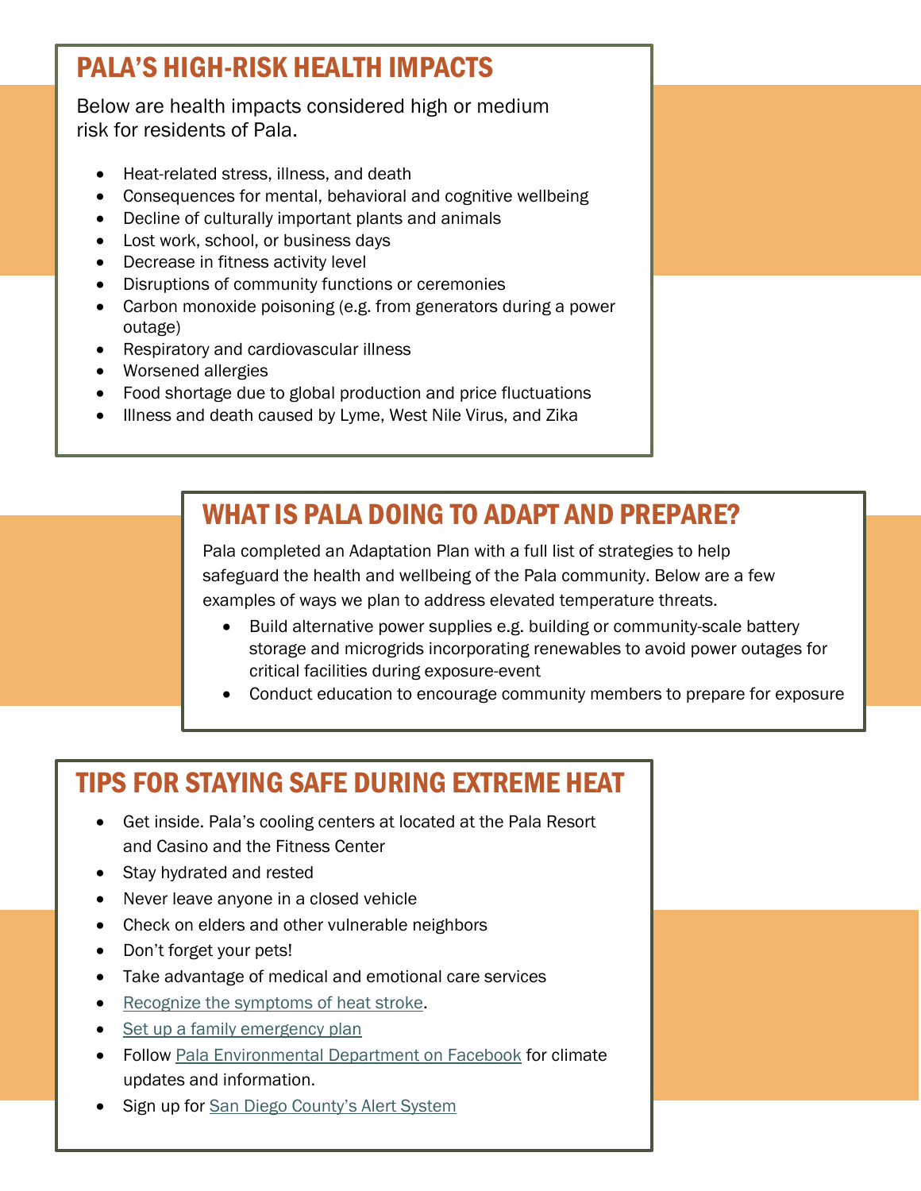## PALA'S HIGH-RISK HEALTH IMPACTS

Below are health impacts considered high or medium risk for residents of Pala.

- Heat-related stress, illness, and death
- Consequences for mental, behavioral and cognitive wellbeing
- Decline of culturally important plants and animals
- Lost work, school, or business days
- Decrease in fitness activity level
- Disruptions of community functions or ceremonies
- Carbon monoxide poisoning (e.g. from generators during a power outage)
- Respiratory and cardiovascular illness
- Worsened allergies
- Food shortage due to global production and price fluctuations
- Illness and death caused by Lyme, West Nile Virus, and Zika

## WHAT IS PALA DOING TO ADAPT AND PREPARE?

Pala completed an Adaptation Plan with a full list of strategies to help safeguard the health and wellbeing of the Pala community. Below are a few examples of ways we plan to address elevated temperature threats.

- Build alternative power supplies e.g. building or community-scale battery storage and microgrids incorporating renewables to avoid power outages for critical facilities during exposure-event
- Conduct education to encourage community members to prepare for exposure

## TIPS FOR STAYING SAFE DURING EXTREME HEAT

- Get inside. Pala's cooling centers at located at the Pala Resort and Casino and the Fitness Center
- Stay hydrated and rested
- Never leave anyone in a closed vehicle
- Check on elders and other vulnerable neighbors
- Don't forget your pets!
- Take advantage of medical and emotional care services
- Recognize the symptoms of heat stroke.
- Set up a family emergency plan
- Follow Pala Environmental Department on Facebook for climate updates and information.
- Sign up for San Diego County's Alert System